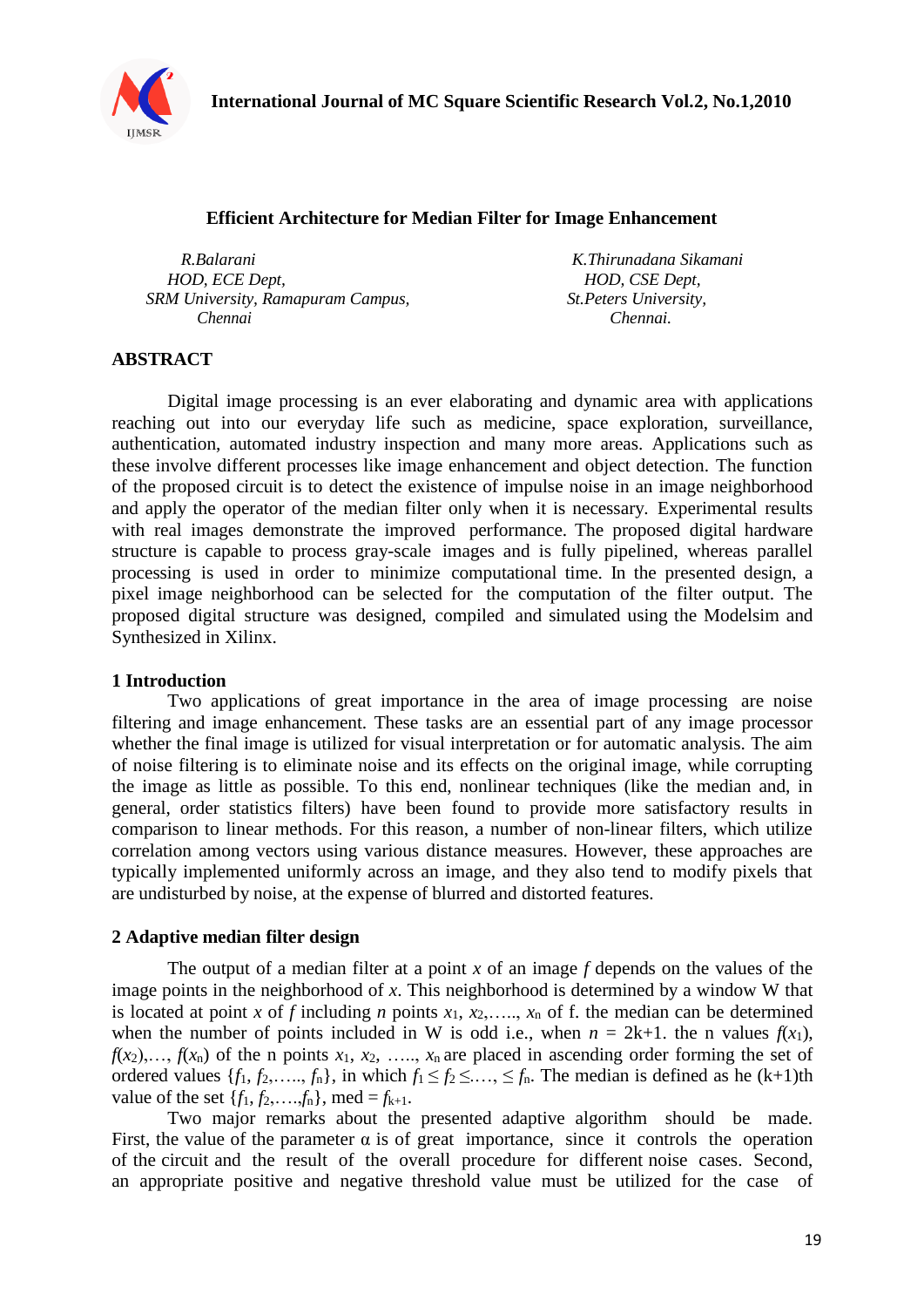# Efficient Architecture for Median Filter for Image Enhancement

*R.Balarani*
*HOD, ECE Dept,*
*SRM University, Ramapuram Campus,*
*Chennai*

*K.Thirunadana Sikamani*
*HOD, CSE Dept,*
*St.Peters University,*
*Chennai.*

## ABSTRACT

Digital image processing is an ever elaborating and dynamic area with applications reaching out into our everyday life such as medicine, space exploration, surveillance, authentication, automated industry inspection and many more areas. Applications such as these involve different processes like image enhancement and object detection. The function of the proposed circuit is to detect the existence of impulse noise in an image neighborhood and apply the operator of the median filter only when it is necessary. Experimental results with real images demonstrate the improved performance. The proposed digital hardware structure is capable to process gray-scale images and is fully pipelined, whereas parallel processing is used in order to minimize computational time. In the presented design, a pixel image neighborhood can be selected for the computation of the filter output. The proposed digital structure was designed, compiled and simulated using the Modelsim and Synthesized in Xilinx.

## 1 Introduction

Two applications of great importance in the area of image processing are noise filtering and image enhancement. These tasks are an essential part of any image processor whether the final image is utilized for visual interpretation or for automatic analysis. The aim of noise filtering is to eliminate noise and its effects on the original image, while corrupting the image as little as possible. To this end, nonlinear techniques (like the median and, in general, order statistics filters) have been found to provide more satisfactory results in comparison to linear methods. For this reason, a number of non-linear filters, which utilize correlation among vectors using various distance measures. However, these approaches are typically implemented uniformly across an image, and they also tend to modify pixels that are undisturbed by noise, at the expense of blurred and distorted features.

## 2 Adaptive median filter design

The output of a median filter at a point $x$ of an image $f$ depends on the values of the image points in the neighborhood of $x$. This neighborhood is determined by a window W that is located at point $x$ of $f$ including $n$ points $x_1, x_2, \ldots, x_n$ of f. the median can be determined when the number of points included in W is odd i.e., when $n = 2k+1$. the n values $f(x_1)$, $f(x_2), \ldots, f(x_n)$ of the n points $x_1, x_2, \ldots, x_n$ are placed in ascending order forming the set of ordered values $\{f_1, f_2, \ldots, f_n\}$, in which $f_1 \leq f_2 \leq \ldots, \leq f_n$. The median is defined as he (k+1)th value of the set $\{f_1, f_2, \ldots, f_n\}$, med = $f_{k+1}$.

Two major remarks about the presented adaptive algorithm should be made. First, the value of the parameter $\alpha$ is of great importance, since it controls the operation of the circuit and the result of the overall procedure for different noise cases. Second, an appropriate positive and negative threshold value must be utilized for the case of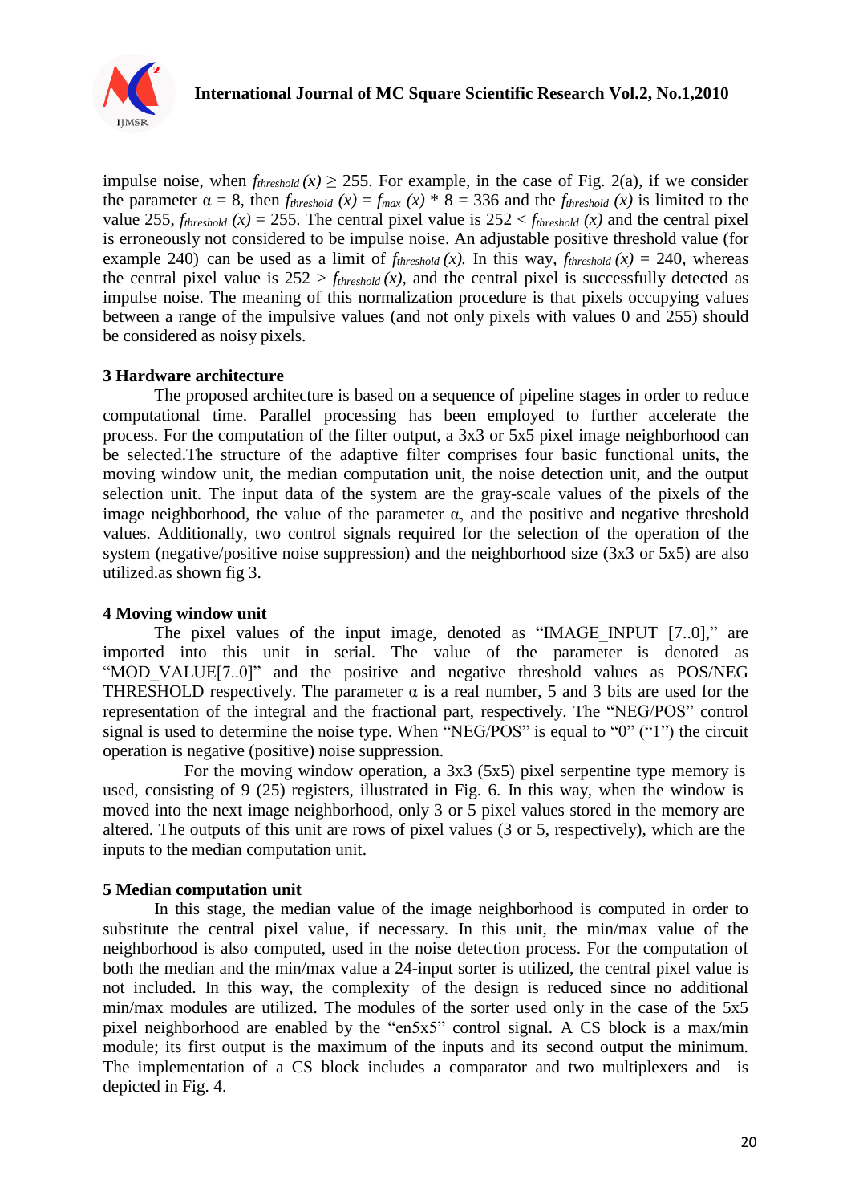impulse noise, when $f_{threshold}(x) \geq 255$. For example, in the case of Fig. 2(a), if we consider the parameter $\alpha = 8$, then $f_{threshold}(x) = f_{max}(x) * 8 = 336$ and the $f_{threshold}(x)$ is limited to the value 255, $f_{threshold}(x) = 255$. The central pixel value is $252 < f_{threshold}(x)$ and the central pixel is erroneously not considered to be impulse noise. An adjustable positive threshold value (for example 240) can be used as a limit of $f_{threshold}(x)$. In this way, $f_{threshold}(x) = 240$, whereas the central pixel value is $252 > f_{threshold}(x)$, and the central pixel is successfully detected as impulse noise. The meaning of this normalization procedure is that pixels occupying values between a range of the impulsive values (and not only pixels with values 0 and 255) should be considered as noisy pixels.

## 3 Hardware architecture

The proposed architecture is based on a sequence of pipeline stages in order to reduce computational time. Parallel processing has been employed to further accelerate the process. For the computation of the filter output, a 3x3 or 5x5 pixel image neighborhood can be selected.The structure of the adaptive filter comprises four basic functional units, the moving window unit, the median computation unit, the noise detection unit, and the output selection unit. The input data of the system are the gray-scale values of the pixels of the image neighborhood, the value of the parameter α, and the positive and negative threshold values. Additionally, two control signals required for the selection of the operation of the system (negative/positive noise suppression) and the neighborhood size (3x3 or 5x5) are also utilized.as shown fig 3.

## 4 Moving window unit

The pixel values of the input image, denoted as "IMAGE_INPUT [7..0]," are imported into this unit in serial. The value of the parameter is denoted as "MOD_VALUE[7..0]" and the positive and negative threshold values as POS/NEG THRESHOLD respectively. The parameter α is a real number, 5 and 3 bits are used for the representation of the integral and the fractional part, respectively. The "NEG/POS" control signal is used to determine the noise type. When "NEG/POS" is equal to "0" ("1") the circuit operation is negative (positive) noise suppression.

For the moving window operation, a 3x3 (5x5) pixel serpentine type memory is used, consisting of 9 (25) registers, illustrated in Fig. 6. In this way, when the window is moved into the next image neighborhood, only 3 or 5 pixel values stored in the memory are altered. The outputs of this unit are rows of pixel values (3 or 5, respectively), which are the inputs to the median computation unit.

## 5 Median computation unit

In this stage, the median value of the image neighborhood is computed in order to substitute the central pixel value, if necessary. In this unit, the min/max value of the neighborhood is also computed, used in the noise detection process. For the computation of both the median and the min/max value a 24-input sorter is utilized, the central pixel value is not included. In this way, the complexity of the design is reduced since no additional min/max modules are utilized. The modules of the sorter used only in the case of the 5x5 pixel neighborhood are enabled by the "en5x5" control signal. A CS block is a max/min module; its first output is the maximum of the inputs and its second output the minimum. The implementation of a CS block includes a comparator and two multiplexers and is depicted in Fig. 4.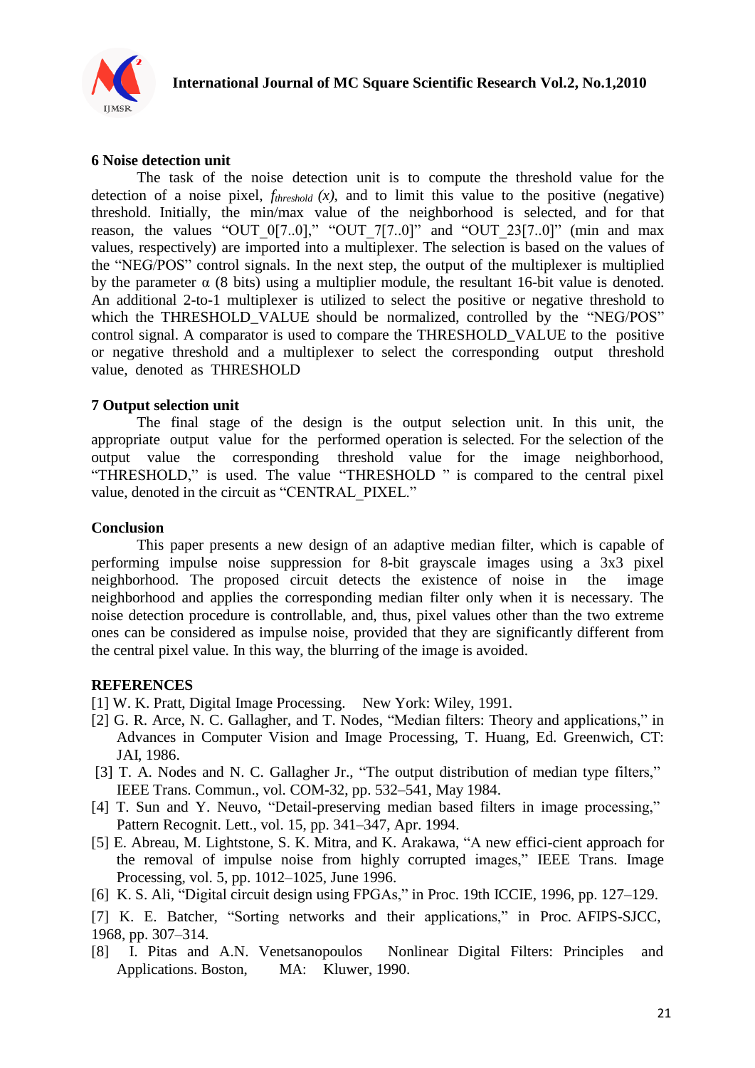## 6 Noise detection unit

The task of the noise detection unit is to compute the threshold value for the detection of a noise pixel, $f_{threshold}(x)$, and to limit this value to the positive (negative) threshold. Initially, the min/max value of the neighborhood is selected, and for that reason, the values "OUT_0[7..0]," "OUT_7[7..0]" and "OUT_23[7..0]" (min and max values, respectively) are imported into a multiplexer. The selection is based on the values of the "NEG/POS" control signals. In the next step, the output of the multiplexer is multiplied by the parameter $\alpha$ (8 bits) using a multiplier module, the resultant 16-bit value is denoted. An additional 2-to-1 multiplexer is utilized to select the positive or negative threshold to which the THRESHOLD_VALUE should be normalized, controlled by the "NEG/POS" control signal. A comparator is used to compare the THRESHOLD_VALUE to the positive or negative threshold and a multiplexer to select the corresponding output threshold value, denoted as THRESHOLD

## 7 Output selection unit

The final stage of the design is the output selection unit. In this unit, the appropriate output value for the performed operation is selected. For the selection of the output value the corresponding threshold value for the image neighborhood, "THRESHOLD," is used. The value "THRESHOLD " is compared to the central pixel value, denoted in the circuit as "CENTRAL_PIXEL."

## Conclusion

This paper presents a new design of an adaptive median filter, which is capable of performing impulse noise suppression for 8-bit grayscale images using a 3x3 pixel neighborhood. The proposed circuit detects the existence of noise in the image neighborhood and applies the corresponding median filter only when it is necessary. The noise detection procedure is controllable, and, thus, pixel values other than the two extreme ones can be considered as impulse noise, provided that they are significantly different from the central pixel value. In this way, the blurring of the image is avoided.

## REFERENCES

[1] W. K. Pratt, Digital Image Processing. New York: Wiley, 1991.

[2] G. R. Arce, N. C. Gallagher, and T. Nodes, "Median filters: Theory and applications," in Advances in Computer Vision and Image Processing, T. Huang, Ed. Greenwich, CT: JAI, 1986.

[3] T. A. Nodes and N. C. Gallagher Jr., "The output distribution of median type filters," IEEE Trans. Commun., vol. COM-32, pp. 532–541, May 1984.

[4] T. Sun and Y. Neuvo, "Detail-preserving median based filters in image processing," Pattern Recognit. Lett., vol. 15, pp. 341–347, Apr. 1994.

[5] E. Abreau, M. Lightstone, S. K. Mitra, and K. Arakawa, "A new effici-cient approach for the removal of impulse noise from highly corrupted images," IEEE Trans. Image Processing, vol. 5, pp. 1012–1025, June 1996.

[6] K. S. Ali, "Digital circuit design using FPGAs," in Proc. 19th ICCIE, 1996, pp. 127–129.

[7] K. E. Batcher, "Sorting networks and their applications," in Proc. AFIPS-SJCC, 1968, pp. 307–314.

[8] I. Pitas and A.N. Venetsanopoulos Nonlinear Digital Filters: Principles and Applications. Boston, MA: Kluwer, 1990.